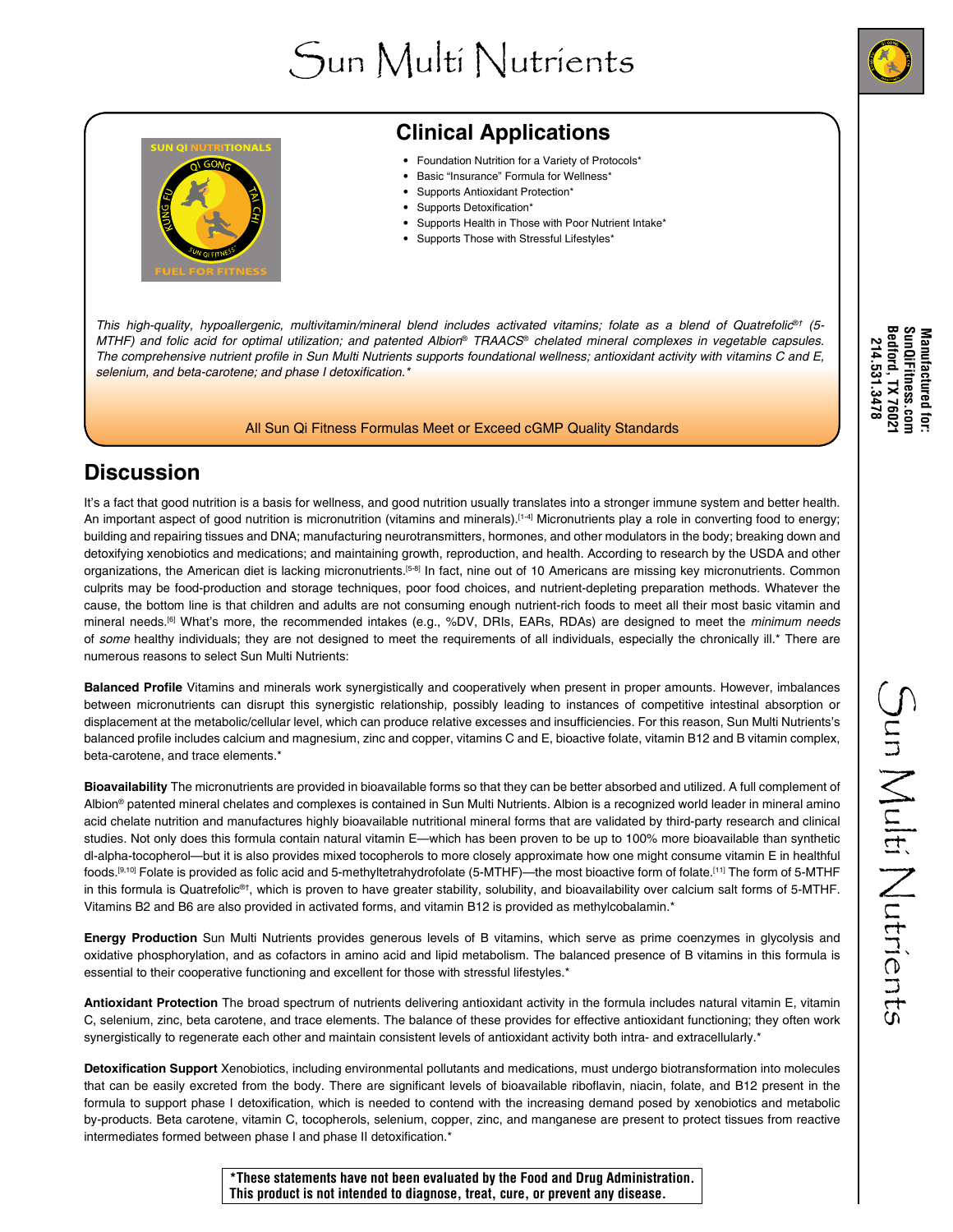# Sun Multi Nutrients

## Clinical Applications

- Foundation Nutrition for a Variety of Protocols*
- Basic "Insurance" Formula for Wellness*
- Supports Antioxidant Protection*
- Supports Detoxification*
- Supports Health in Those with Poor Nutrient Intake*
- Supports Those with Stressful Lifestyles*

*This high-quality, hypoallergenic, multivitamin/mineral blend includes activated vitamins; folate as a blend of Quatrefolic®† (5-MTHF) and folic acid for optimal utilization; and patented Albion® TRAACS® chelated mineral complexes in vegetable capsules. The comprehensive nutrient profile in Sun Multi Nutrients supports foundational wellness; antioxidant activity with vitamins C and E, selenium, and beta-carotene; and phase I detoxification.**

All Sun Qi Fitness Formulas Meet or Exceed cGMP Quality Standards

Manufactured for:
SunQiFitness.com
Bedford, TX 76021
214.531.3478

## Discussion

It's a fact that good nutrition is a basis for wellness, and good nutrition usually translates into a stronger immune system and better health. An important aspect of good nutrition is micronutrition (vitamins and minerals).[1-4] Micronutrients play a role in converting food to energy; building and repairing tissues and DNA; manufacturing neurotransmitters, hormones, and other modulators in the body; breaking down and detoxifying xenobiotics and medications; and maintaining growth, reproduction, and health. According to research by the USDA and other organizations, the American diet is lacking micronutrients.[5-8] In fact, nine out of 10 Americans are missing key micronutrients. Common culprits may be food-production and storage techniques, poor food choices, and nutrient-depleting preparation methods. Whatever the cause, the bottom line is that children and adults are not consuming enough nutrient-rich foods to meet all their most basic vitamin and mineral needs.[6] What's more, the recommended intakes (e.g., %DV, DRIs, EARs, RDAs) are designed to meet the *minimum needs* of *some* healthy individuals; they are not designed to meet the requirements of all individuals, especially the chronically ill.* There are numerous reasons to select Sun Multi Nutrients:

**Balanced Profile** Vitamins and minerals work synergistically and cooperatively when present in proper amounts. However, imbalances between micronutrients can disrupt this synergistic relationship, possibly leading to instances of competitive intestinal absorption or displacement at the metabolic/cellular level, which can produce relative excesses and insufficiencies. For this reason, Sun Multi Nutrients's balanced profile includes calcium and magnesium, zinc and copper, vitamins C and E, bioactive folate, vitamin B12 and B vitamin complex, beta-carotene, and trace elements.*

**Bioavailability** The micronutrients are provided in bioavailable forms so that they can be better absorbed and utilized. A full complement of Albion® patented mineral chelates and complexes is contained in Sun Multi Nutrients. Albion is a recognized world leader in mineral amino acid chelate nutrition and manufactures highly bioavailable nutritional mineral forms that are validated by third-party research and clinical studies. Not only does this formula contain natural vitamin E—which has been proven to be up to 100% more bioavailable than synthetic dl-alpha-tocopherol—but it is also provides mixed tocopherols to more closely approximate how one might consume vitamin E in healthful foods.[9,10] Folate is provided as folic acid and 5-methyltetrahydrofolate (5-MTHF)—the most bioactive form of folate.[11] The form of 5-MTHF in this formula is Quatrefolic®†, which is proven to have greater stability, solubility, and bioavailability over calcium salt forms of 5-MTHF. Vitamins B2 and B6 are also provided in activated forms, and vitamin B12 is provided as methylcobalamin.*

**Energy Production** Sun Multi Nutrients provides generous levels of B vitamins, which serve as prime coenzymes in glycolysis and oxidative phosphorylation, and as cofactors in amino acid and lipid metabolism. The balanced presence of B vitamins in this formula is essential to their cooperative functioning and excellent for those with stressful lifestyles.*

**Antioxidant Protection** The broad spectrum of nutrients delivering antioxidant activity in the formula includes natural vitamin E, vitamin C, selenium, zinc, beta carotene, and trace elements. The balance of these provides for effective antioxidant functioning; they often work synergistically to regenerate each other and maintain consistent levels of antioxidant activity both intra- and extracellularly.*

**Detoxification Support** Xenobiotics, including environmental pollutants and medications, must undergo biotransformation into molecules that can be easily excreted from the body. There are significant levels of bioavailable riboflavin, niacin, folate, and B12 present in the formula to support phase I detoxification, which is needed to contend with the increasing demand posed by xenobiotics and metabolic by-products. Beta carotene, vitamin C, tocopherols, selenium, copper, zinc, and manganese are present to protect tissues from reactive intermediates formed between phase I and phase II detoxification.*

**\*These statements have not been evaluated by the Food and Drug Administration. This product is not intended to diagnose, treat, cure, or prevent any disease.**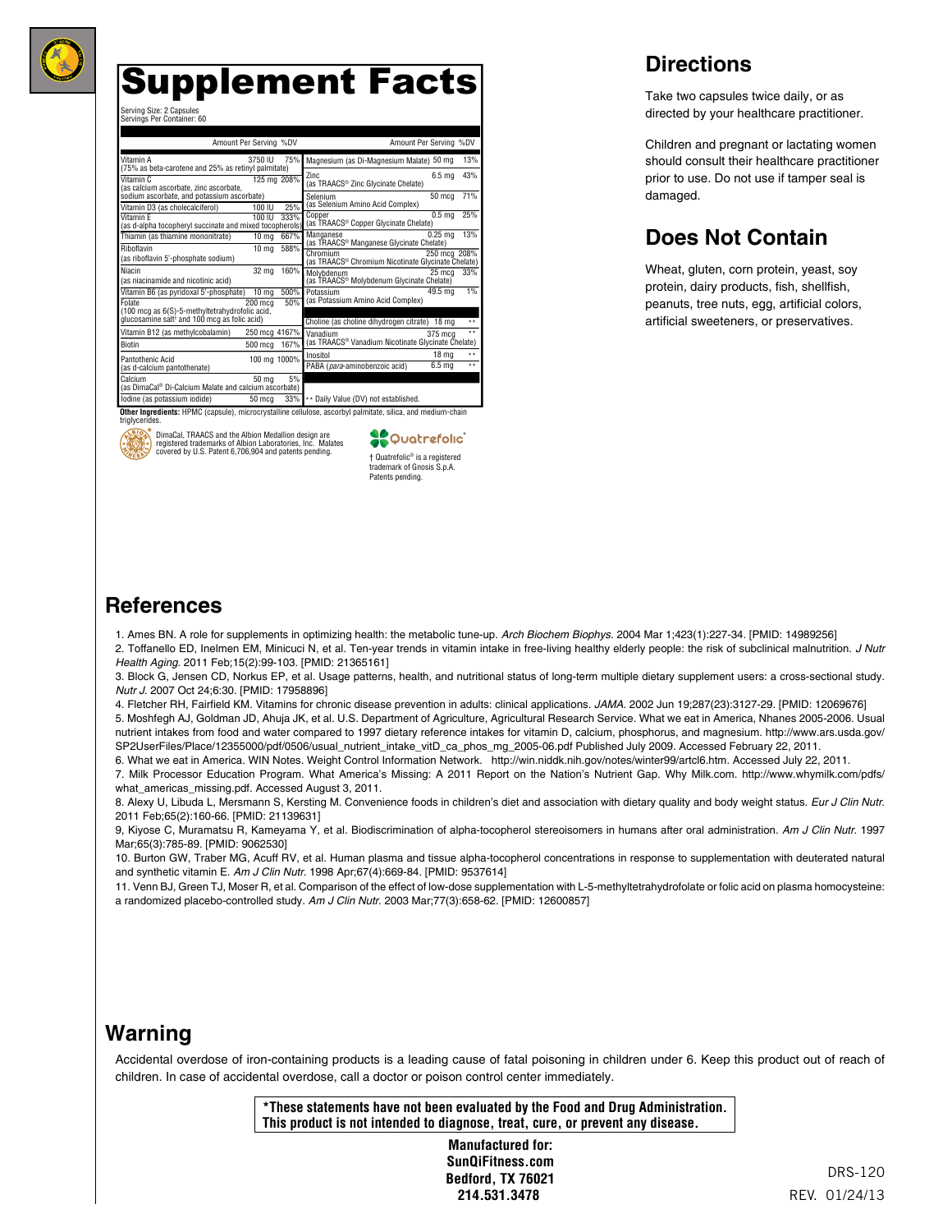# Supplement Facts

Serving Size: 2 Capsules
Servings Per Container: 60

| | Amount Per Serving | %DV |
|---|---|---|
| Vitamin A (75% as beta-carotene and 25% as retinyl palmitate) | 3750 IU | 75% |
| Vitamin C (as calcium ascorbate, zinc ascorbate, sodium ascorbate, and potassium ascorbate) | 125 mg | 208% |
| Vitamin D3 (as cholecalciferol) | 100 IU | 25% |
| Vitamin E (as d-alpha tocopheryl succinate and mixed tocopherols) | 100 IU | 333% |
| Thiamin (as thiamine mononitrate) | 10 mg | 667% |
| Riboflavin (as riboflavin 5'-phosphate sodium) | 10 mg | 588% |
| Niacin (as niacinamide and nicotinic acid) | 32 mg | 160% |
| Vitamin B6 (as pyridoxal 5'-phosphate) | 10 mg | 500% |
| Folate (100 mcg as 6(S)-5-methyltetrahydrofolic acid, glucosamine salt† and 100 mcg as folic acid) | 200 mcg | 50% |
| Vitamin B12 (as methylcobalamin) | 250 mcg | 4167% |
| Biotin | 500 mcg | 167% |
| Pantothenic Acid (as d-calcium pantothenate) | 100 mg | 1000% |
| Calcium (as DimaCal® Di-Calcium Malate and calcium ascorbate) | 50 mg | 5% |
| Iodine (as potassium iodide) | 50 mcg | 33% |
| Magnesium (as Di-Magnesium Malate) | 50 mg | 13% |
| Zinc (as TRAACS® Zinc Glycinate Chelate) | 6.5 mg | 43% |
| Selenium (as Selenium Amino Acid Complex) | 50 mcg | 71% |
| Copper (as TRAACS® Copper Glycinate Chelate) | 0.5 mg | 25% |
| Manganese (as TRAACS® Manganese Glycinate Chelate) | 0.25 mg | 13% |
| Chromium (as TRAACS® Chromium Nicotinate Glycinate Chelate) | 250 mcg | 208% |
| Molybdenum (as TRAACS® Molybdenum Glycinate Chelate) | 25 mcg | 33% |
| Potassium (as Potassium Amino Acid Complex) | 49.5 mg | 1% |
| Choline (as choline dihydrogen citrate) | 18 mg | ** |
| Vanadium (as TRAACS® Vanadium Nicotinate Glycinate Chelate) | 375 mcg | ** |
| Inositol | 18 mg | ** |
| PABA (*para*-aminobenzoic acid) | 6.5 mg | ** |

** Daily Value (DV) not established.

**Other Ingredients:** HPMC (capsule), microcrystalline cellulose, ascorbyl palmitate, silica, and medium-chain triglycerides.

DimaCal, TRAACS and the Albion Medallion design are registered trademarks of Albion Laboratories, Inc. Malates covered by U.S. Patent 6,706,904 and patents pending.

Quatrefolic®

† Quatrefolic® is a registered trademark of Gnosis S.p.A. Patents pending.

## Directions

Take two capsules twice daily, or as directed by your healthcare practitioner.

Children and pregnant or lactating women should consult their healthcare practitioner prior to use. Do not use if tamper seal is damaged.

## Does Not Contain

Wheat, gluten, corn protein, yeast, soy protein, dairy products, fish, shellfish, peanuts, tree nuts, egg, artificial colors, artificial sweeteners, or preservatives.

## References

1. Ames BN. A role for supplements in optimizing health: the metabolic tune-up. *Arch Biochem Biophys.* 2004 Mar 1;423(1):227-34. [PMID: 14989256]
2. Toffanello ED, Inelmen EM, Minicuci N, et al. Ten-year trends in vitamin intake in free-living healthy elderly people: the risk of subclinical malnutrition. *J Nutr Health Aging.* 2011 Feb;15(2):99-103. [PMID: 21365161]
3. Block G, Jensen CD, Norkus EP, et al. Usage patterns, health, and nutritional status of long-term multiple dietary supplement users: a cross-sectional study. *Nutr J.* 2007 Oct 24;6:30. [PMID: 17958896]
4. Fletcher RH, Fairfield KM. Vitamins for chronic disease prevention in adults: clinical applications. *JAMA.* 2002 Jun 19;287(23):3127-29. [PMID: 12069676]
5. Moshfegh AJ, Goldman JD, Ahuja JK, et al. U.S. Department of Agriculture, Agricultural Research Service. What we eat in America, Nhanes 2005-2006. Usual nutrient intakes from food and water compared to 1997 dietary reference intakes for vitamin D, calcium, phosphorus, and magnesium. http://www.ars.usda.gov/SP2UserFiles/Place/12355000/pdf/0506/usual_nutrient_intake_vitD_ca_phos_mg_2005-06.pdf Published July 2009. Accessed February 22, 2011.
6. What we eat in America. WIN Notes. Weight Control Information Network. http://win.niddk.nih.gov/notes/winter99/artcl6.htm. Accessed July 22, 2011.
7. Milk Processor Education Program. What America's Missing: A 2011 Report on the Nation's Nutrient Gap. Why Milk.com. http://www.whymilk.com/pdfs/what_americas_missing.pdf. Accessed August 3, 2011.
8. Alexy U, Libuda L, Mersmann S, Kersting M. Convenience foods in children's diet and association with dietary quality and body weight status. *Eur J Clin Nutr.* 2011 Feb;65(2):160-66. [PMID: 21139631]
9. Kiyose C, Muramatsu R, Kameyama Y, et al. Biodiscrimination of alpha-tocopherol stereoisomers in humans after oral administration. *Am J Clin Nutr.* 1997 Mar;65(3):785-89. [PMID: 9062530]
10. Burton GW, Traber MG, Acuff RV, et al. Human plasma and tissue alpha-tocopherol concentrations in response to supplementation with deuterated natural and synthetic vitamin E. *Am J Clin Nutr.* 1998 Apr;67(4):669-84. [PMID: 9537614]
11. Venn BJ, Green TJ, Moser R, et al. Comparison of the effect of low-dose supplementation with L-5-methyltetrahydrofolate or folic acid on plasma homocysteine: a randomized placebo-controlled study. *Am J Clin Nutr.* 2003 Mar;77(3):658-62. [PMID: 12600857]

## Warning

Accidental overdose of iron-containing products is a leading cause of fatal poisoning in children under 6. Keep this product out of reach of children. In case of accidental overdose, call a doctor or poison control center immediately.

**\*These statements have not been evaluated by the Food and Drug Administration. This product is not intended to diagnose, treat, cure, or prevent any disease.**

**Manufactured for:**
**SunQiFitness.com**
**Bedford, TX 76021**
**214.531.3478**

DRS-120
REV. 01/24/13